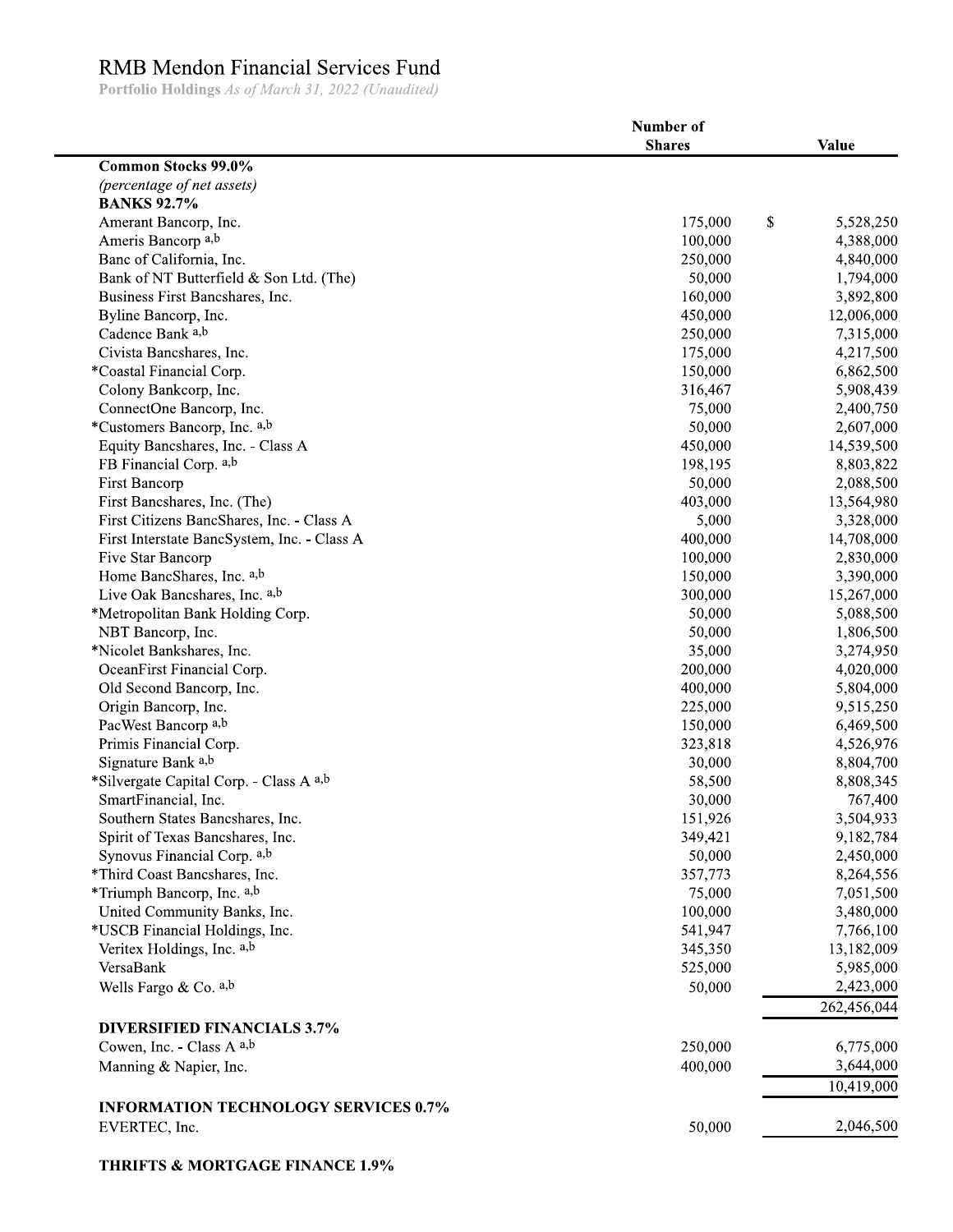# RMB Mendon Financial Services Fund

**Portfolio Holdings** *As of March 31, 2022 (Unaudited)*

| | Number of Shares | Value |
|---|---|---|
| **Common Stocks 99.0%** | | |
| *(percentage of net assets)* | | |
| **BANKS 92.7%** | | |
| Amerant Bancorp, Inc. | 175,000 | $ 5,528,250 |
| Ameris Bancorp [a,b] | 100,000 | 4,388,000 |
| Banc of California, Inc. | 250,000 | 4,840,000 |
| Bank of NT Butterfield & Son Ltd. (The) | 50,000 | 1,794,000 |
| Business First Bancshares, Inc. | 160,000 | 3,892,800 |
| Byline Bancorp, Inc. | 450,000 | 12,006,000 |
| Cadence Bank [a,b] | 250,000 | 7,315,000 |
| Civista Bancshares, Inc. | 175,000 | 4,217,500 |
| *Coastal Financial Corp. | 150,000 | 6,862,500 |
| Colony Bankcorp, Inc. | 316,467 | 5,908,439 |
| ConnectOne Bancorp, Inc. | 75,000 | 2,400,750 |
| *Customers Bancorp, Inc. [a,b] | 50,000 | 2,607,000 |
| Equity Bancshares, Inc. - Class A | 450,000 | 14,539,500 |
| FB Financial Corp. [a,b] | 198,195 | 8,803,822 |
| First Bancorp | 50,000 | 2,088,500 |
| First Bancshares, Inc. (The) | 403,000 | 13,564,980 |
| First Citizens BancShares, Inc. - Class A | 5,000 | 3,328,000 |
| First Interstate BancSystem, Inc. - Class A | 400,000 | 14,708,000 |
| Five Star Bancorp | 100,000 | 2,830,000 |
| Home BancShares, Inc. [a,b] | 150,000 | 3,390,000 |
| Live Oak Bancshares, Inc. [a,b] | 300,000 | 15,267,000 |
| *Metropolitan Bank Holding Corp. | 50,000 | 5,088,500 |
| NBT Bancorp, Inc. | 50,000 | 1,806,500 |
| *Nicolet Bankshares, Inc. | 35,000 | 3,274,950 |
| OceanFirst Financial Corp. | 200,000 | 4,020,000 |
| Old Second Bancorp, Inc. | 400,000 | 5,804,000 |
| Origin Bancorp, Inc. | 225,000 | 9,515,250 |
| PacWest Bancorp [a,b] | 150,000 | 6,469,500 |
| Primis Financial Corp. | 323,818 | 4,526,976 |
| Signature Bank [a,b] | 30,000 | 8,804,700 |
| *Silvergate Capital Corp. - Class A [a,b] | 58,500 | 8,808,345 |
| SmartFinancial, Inc. | 30,000 | 767,400 |
| Southern States Bancshares, Inc. | 151,926 | 3,504,933 |
| Spirit of Texas Bancshares, Inc. | 349,421 | 9,182,784 |
| Synovus Financial Corp. [a,b] | 50,000 | 2,450,000 |
| *Third Coast Bancshares, Inc. | 357,773 | 8,264,556 |
| *Triumph Bancorp, Inc. [a,b] | 75,000 | 7,051,500 |
| United Community Banks, Inc. | 100,000 | 3,480,000 |
| *USCB Financial Holdings, Inc. | 541,947 | 7,766,100 |
| Veritex Holdings, Inc. [a,b] | 345,350 | 13,182,009 |
| VersaBank | 525,000 | 5,985,000 |
| Wells Fargo & Co. [a,b] | 50,000 | 2,423,000 |
| | | 262,456,044 |
| **DIVERSIFIED FINANCIALS 3.7%** | | |
| Cowen, Inc. - Class A [a,b] | 250,000 | 6,775,000 |
| Manning & Napier, Inc. | 400,000 | 3,644,000 |
| | | 10,419,000 |
| **INFORMATION TECHNOLOGY SERVICES 0.7%** | | |
| EVERTEC, Inc. | 50,000 | 2,046,500 |
| **THRIFTS & MORTGAGE FINANCE 1.9%** | | |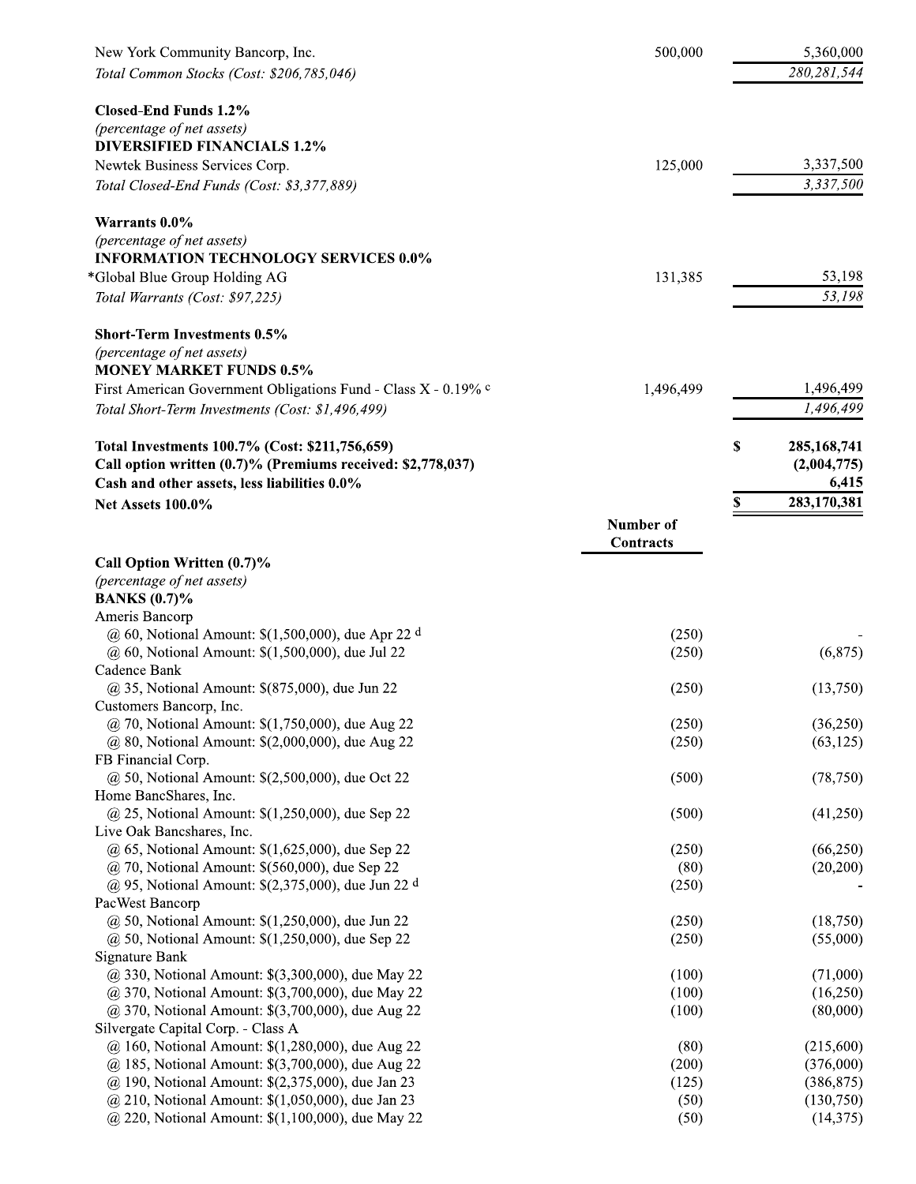| | | |
|---|---|---|
| New York Community Bancorp, Inc. | 500,000 | 5,360,000 |
| *Total Common Stocks (Cost: $206,785,046)* | | *280,281,544* |
| | | |
| **Closed-End Funds 1.2%** | | |
| *(percentage of net assets)* | | |
| **DIVERSIFIED FINANCIALS 1.2%** | | |
| Newtek Business Services Corp. | 125,000 | 3,337,500 |
| *Total Closed-End Funds (Cost: $3,377,889)* | | *3,337,500* |
| | | |
| **Warrants 0.0%** | | |
| *(percentage of net assets)* | | |
| **INFORMATION TECHNOLOGY SERVICES 0.0%** | | |
| *Global Blue Group Holding AG | 131,385 | 53,198 |
| *Total Warrants (Cost: $97,225)* | | *53,198* |
| | | |
| **Short-Term Investments 0.5%** | | |
| *(percentage of net assets)* | | |
| **MONEY MARKET FUNDS 0.5%** | | |
| First American Government Obligations Fund - Class X - 0.19% [c] | 1,496,499 | 1,496,499 |
| *Total Short-Term Investments (Cost: $1,496,499)* | | *1,496,499* |
| | | |
| **Total Investments 100.7% (Cost: $211,756,659)** | | **$ 285,168,741** |
| **Call option written (0.7)% (Premiums received: $2,778,037)** | | **(2,004,775)** |
| **Cash and other assets, less liabilities 0.0%** | | **6,415** |
| **Net Assets 100.0%** | | **$ 283,170,381** |

| | Number of Contracts | |
|---|---|---|
| **Call Option Written (0.7)%** | | |
| *(percentage of net assets)* | | |
| **BANKS (0.7)%** | | |
| Ameris Bancorp | | |
| @ 60, Notional Amount: $(1,500,000), due Apr 22 [d] | (250) | - |
| @ 60, Notional Amount: $(1,500,000), due Jul 22 | (250) | (6,875) |
| Cadence Bank | | |
| @ 35, Notional Amount: $(875,000), due Jun 22 | (250) | (13,750) |
| Customers Bancorp, Inc. | | |
| @ 70, Notional Amount: $(1,750,000), due Aug 22 | (250) | (36,250) |
| @ 80, Notional Amount: $(2,000,000), due Aug 22 | (250) | (63,125) |
| FB Financial Corp. | | |
| @ 50, Notional Amount: $(2,500,000), due Oct 22 | (500) | (78,750) |
| Home BancShares, Inc. | | |
| @ 25, Notional Amount: $(1,250,000), due Sep 22 | (500) | (41,250) |
| Live Oak Bancshares, Inc. | | |
| @ 65, Notional Amount: $(1,625,000), due Sep 22 | (250) | (66,250) |
| @ 70, Notional Amount: $(560,000), due Sep 22 | (80) | (20,200) |
| @ 95, Notional Amount: $(2,375,000), due Jun 22 [d] | (250) | - |
| PacWest Bancorp | | |
| @ 50, Notional Amount: $(1,250,000), due Jun 22 | (250) | (18,750) |
| @ 50, Notional Amount: $(1,250,000), due Sep 22 | (250) | (55,000) |
| Signature Bank | | |
| @ 330, Notional Amount: $(3,300,000), due May 22 | (100) | (71,000) |
| @ 370, Notional Amount: $(3,700,000), due May 22 | (100) | (16,250) |
| @ 370, Notional Amount: $(3,700,000), due Aug 22 | (100) | (80,000) |
| Silvergate Capital Corp. - Class A | | |
| @ 160, Notional Amount: $(1,280,000), due Aug 22 | (80) | (215,600) |
| @ 185, Notional Amount: $(3,700,000), due Aug 22 | (200) | (376,000) |
| @ 190, Notional Amount: $(2,375,000), due Jan 23 | (125) | (386,875) |
| @ 210, Notional Amount: $(1,050,000), due Jan 23 | (50) | (130,750) |
| @ 220, Notional Amount: $(1,100,000), due May 22 | (50) | (14,375) |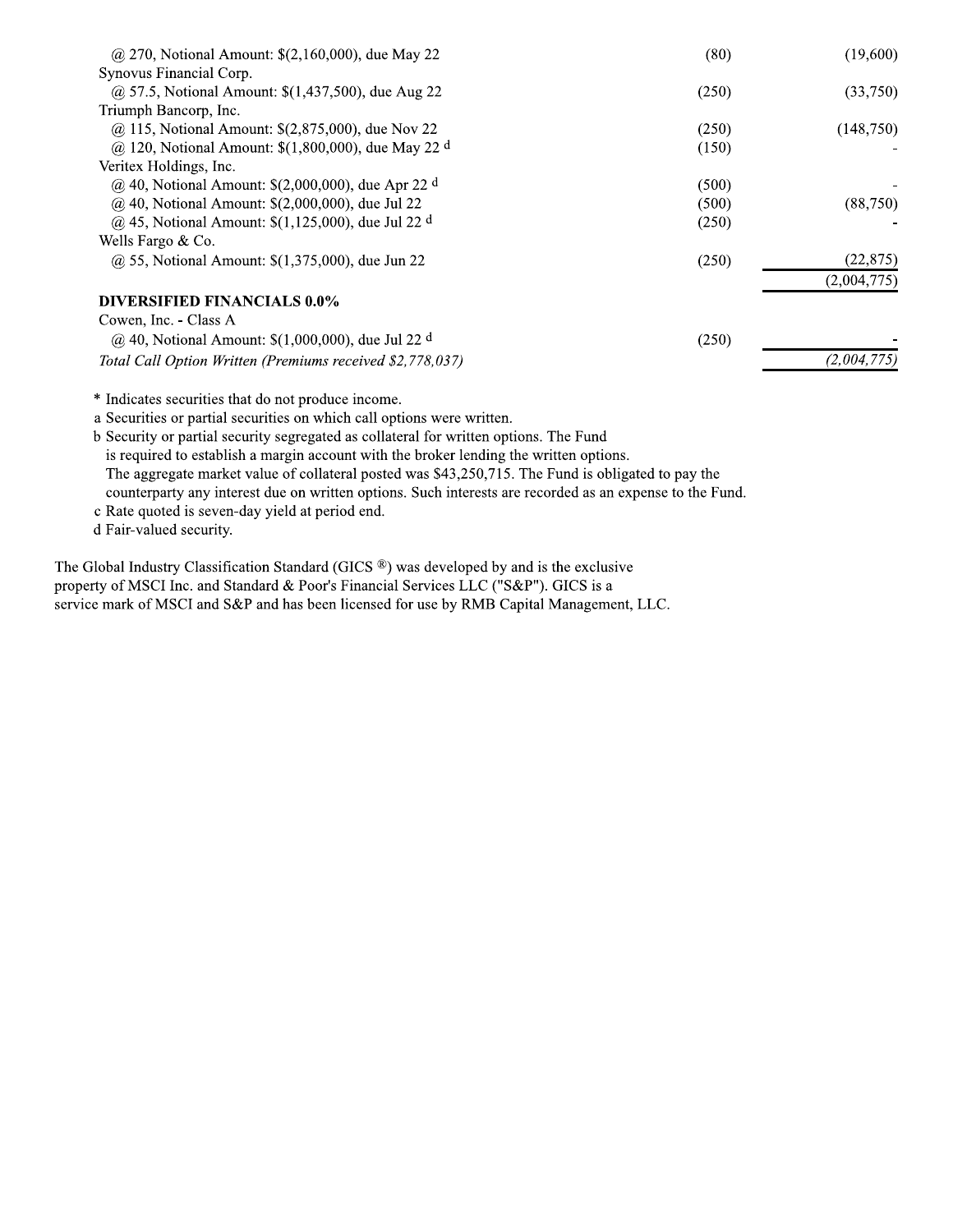| | | |
|---|---|---|
| @ 270, Notional Amount: $(2,160,000), due May 22 | (80) | (19,600) |
| Synovus Financial Corp. | | |
| @ 57.5, Notional Amount: $(1,437,500), due Aug 22 | (250) | (33,750) |
| Triumph Bancorp, Inc. | | |
| @ 115, Notional Amount: $(2,875,000), due Nov 22 | (250) | (148,750) |
| @ 120, Notional Amount: $(1,800,000), due May 22 d | (150) | - |
| Veritex Holdings, Inc. | | |
| @ 40, Notional Amount: $(2,000,000), due Apr 22 d | (500) | - |
| @ 40, Notional Amount: $(2,000,000), due Jul 22 | (500) | (88,750) |
| @ 45, Notional Amount: $(1,125,000), due Jul 22 d | (250) | - |
| Wells Fargo & Co. | | |
| @ 55, Notional Amount: $(1,375,000), due Jun 22 | (250) | (22,875) |
| | | (2,004,775) |
| **DIVERSIFIED FINANCIALS 0.0%** | | |
| Cowen, Inc. - Class A | | |
| @ 40, Notional Amount: $(1,000,000), due Jul 22 d | (250) | - |
| *Total Call Option Written (Premiums received $2,778,037)* | | *(2,004,775)* |

* Indicates securities that do not produce income.

a Securities or partial securities on which call options were written.

b Security or partial security segregated as collateral for written options. The Fund is required to establish a margin account with the broker lending the written options. The aggregate market value of collateral posted was $43,250,715. The Fund is obligated to pay the counterparty any interest due on written options. Such interests are recorded as an expense to the Fund.

c Rate quoted is seven-day yield at period end.

d Fair-valued security.

The Global Industry Classification Standard (GICS ®) was developed by and is the exclusive property of MSCI Inc. and Standard & Poor's Financial Services LLC ("S&P"). GICS is a service mark of MSCI and S&P and has been licensed for use by RMB Capital Management, LLC.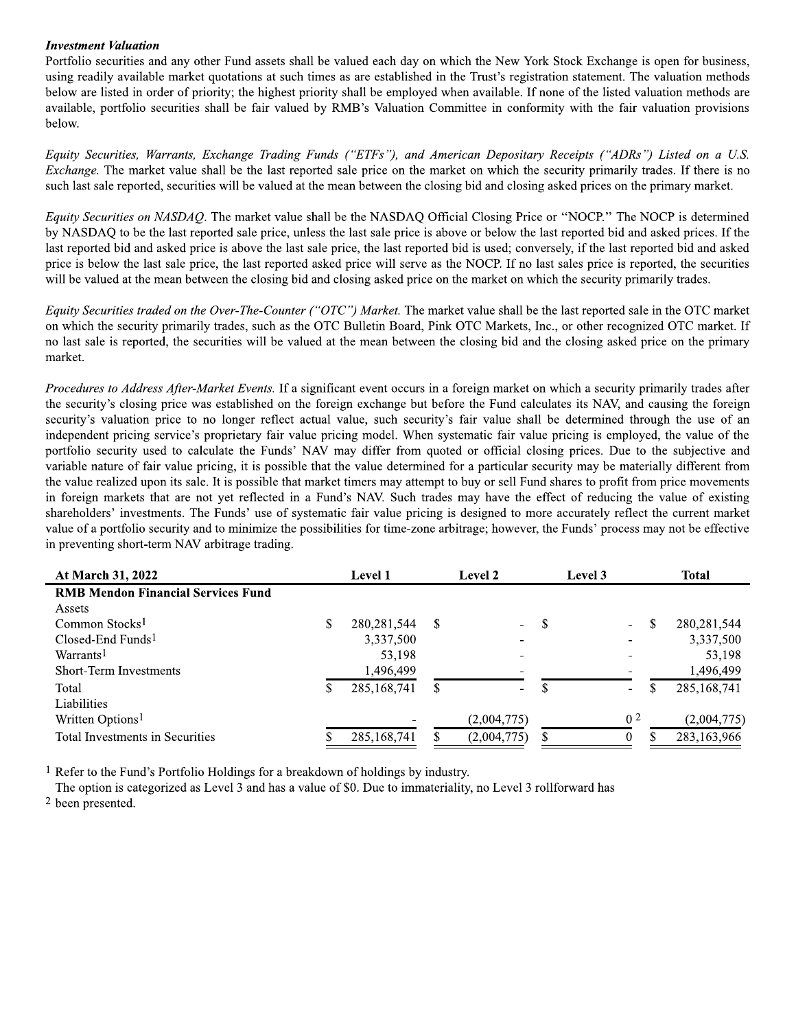***Investment Valuation***

Portfolio securities and any other Fund assets shall be valued each day on which the New York Stock Exchange is open for business, using readily available market quotations at such times as are established in the Trust's registration statement. The valuation methods below are listed in order of priority; the highest priority shall be employed when available. If none of the listed valuation methods are available, portfolio securities shall be fair valued by RMB's Valuation Committee in conformity with the fair valuation provisions below.

*Equity Securities, Warrants, Exchange Trading Funds ("ETFs"), and American Depositary Receipts ("ADRs") Listed on a U.S. Exchange.* The market value shall be the last reported sale price on the market on which the security primarily trades. If there is no such last sale reported, securities will be valued at the mean between the closing bid and closing asked prices on the primary market.

*Equity Securities on NASDAQ.* The market value shall be the NASDAQ Official Closing Price or "NOCP." The NOCP is determined by NASDAQ to be the last reported sale price, unless the last sale price is above or below the last reported bid and asked prices. If the last reported bid and asked price is above the last sale price, the last reported bid is used; conversely, if the last reported bid and asked price is below the last sale price, the last reported asked price will serve as the NOCP. If no last sales price is reported, the securities will be valued at the mean between the closing bid and closing asked price on the market on which the security primarily trades.

*Equity Securities traded on the Over-The-Counter ("OTC") Market.* The market value shall be the last reported sale in the OTC market on which the security primarily trades, such as the OTC Bulletin Board, Pink OTC Markets, Inc., or other recognized OTC market. If no last sale is reported, the securities will be valued at the mean between the closing bid and the closing asked price on the primary market.

*Procedures to Address After-Market Events.* If a significant event occurs in a foreign market on which a security primarily trades after the security's closing price was established on the foreign exchange but before the Fund calculates its NAV, and causing the foreign security's valuation price to no longer reflect actual value, such security's fair value shall be determined through the use of an independent pricing service's proprietary fair value pricing model. When systematic fair value pricing is employed, the value of the portfolio security used to calculate the Funds' NAV may differ from quoted or official closing prices. Due to the subjective and variable nature of fair value pricing, it is possible that the value determined for a particular security may be materially different from the value realized upon its sale. It is possible that market timers may attempt to buy or sell Fund shares to profit from price movements in foreign markets that are not yet reflected in a Fund's NAV. Such trades may have the effect of reducing the value of existing shareholders' investments. The Funds' use of systematic fair value pricing is designed to more accurately reflect the current market value of a portfolio security and to minimize the possibilities for time-zone arbitrage; however, the Funds' process may not be effective in preventing short-term NAV arbitrage trading.

| At March 31, 2022 | Level 1 | Level 2 | Level 3 | Total |
|---|---|---|---|---|
| **RMB Mendon Financial Services Fund** | | | | |
| Assets | | | | |
| Common Stocks[1] | $ 280,281,544 | $ - | $ - | $ 280,281,544 |
| Closed-End Funds[1] | 3,337,500 | - | - | 3,337,500 |
| Warrants[1] | 53,198 | - | - | 53,198 |
| Short-Term Investments | 1,496,499 | - | - | 1,496,499 |
| Total | $ 285,168,741 | $ - | $ - | $ 285,168,741 |
| Liabilities | | | | |
| Written Options[1] | - | (2,004,775) | 0[2] | (2,004,775) |
| Total Investments in Securities | $ 285,168,741 | $ (2,004,775) | $ 0 | $ 283,163,966 |

[1] Refer to the Fund's Portfolio Holdings for a breakdown of holdings by industry.

[2] The option is categorized as Level 3 and has a value of $0. Due to immateriality, no Level 3 rollforward has been presented.